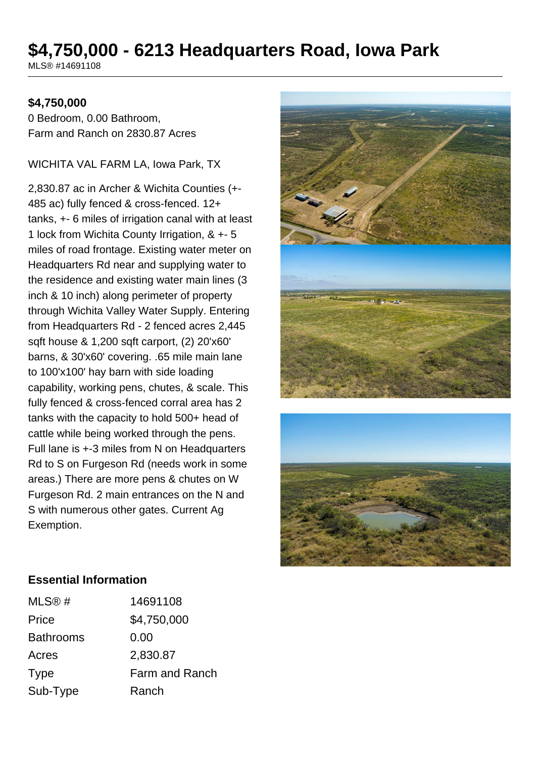# $4,750,000 - 6213 Headquarters Road, Iowa Park

MLS® #14691108

**$4,750,000**

0 Bedroom, 0.00 Bathroom,
Farm and Ranch on 2830.87 Acres

WICHITA VAL FARM LA, Iowa Park, TX

2,830.87 ac in Archer & Wichita Counties (+-485 ac) fully fenced & cross-fenced. 12+ tanks, +- 6 miles of irrigation canal with at least 1 lock from Wichita County Irrigation, & +- 5 miles of road frontage. Existing water meter on Headquarters Rd near and supplying water to the residence and existing water main lines (3 inch & 10 inch) along perimeter of property through Wichita Valley Water Supply. Entering from Headquarters Rd - 2 fenced acres 2,445 sqft house & 1,200 sqft carport, (2) 20'x60' barns, & 30'x60' covering. .65 mile main lane to 100'x100' hay barn with side loading capability, working pens, chutes, & scale. This fully fenced & cross-fenced corral area has 2 tanks with the capacity to hold 500+ head of cattle while being worked through the pens. Full lane is +-3 miles from N on Headquarters Rd to S on Furgeson Rd (needs work in some areas.) There are more pens & chutes on W Furgeson Rd. 2 main entrances on the N and S with numerous other gates. Current Ag Exemption.

## Essential Information

| | |
|---|---|
| MLS® # | 14691108 |
| Price | $4,750,000 |
| Bathrooms | 0.00 |
| Acres | 2,830.87 |
| Type | Farm and Ranch |
| Sub-Type | Ranch |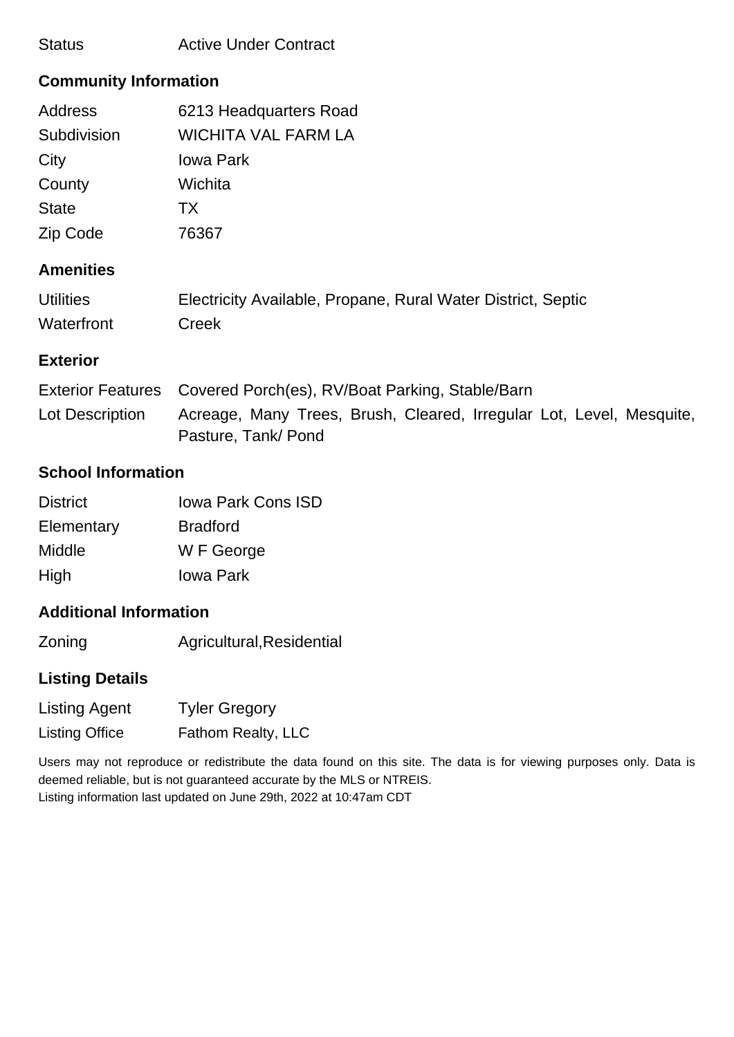| | |
|---|---|
| Status | Active Under Contract |

## Community Information

| | |
|---|---|
| Address | 6213 Headquarters Road |
| Subdivision | WICHITA VAL FARM LA |
| City | Iowa Park |
| County | Wichita |
| State | TX |
| Zip Code | 76367 |

## Amenities

| | |
|---|---|
| Utilities | Electricity Available, Propane, Rural Water District, Septic |
| Waterfront | Creek |

## Exterior

| | |
|---|---|
| Exterior Features | Covered Porch(es), RV/Boat Parking, Stable/Barn |
| Lot Description | Acreage, Many Trees, Brush, Cleared, Irregular Lot, Level, Mesquite, Pasture, Tank/ Pond |

## School Information

| | |
|---|---|
| District | Iowa Park Cons ISD |
| Elementary | Bradford |
| Middle | W F George |
| High | Iowa Park |

## Additional Information

| | |
|---|---|
| Zoning | Agricultural,Residential |

## Listing Details

| | |
|---|---|
| Listing Agent | Tyler Gregory |
| Listing Office | Fathom Realty, LLC |

Users may not reproduce or redistribute the data found on this site. The data is for viewing purposes only. Data is deemed reliable, but is not guaranteed accurate by the MLS or NTREIS.
Listing information last updated on June 29th, 2022 at 10:47am CDT